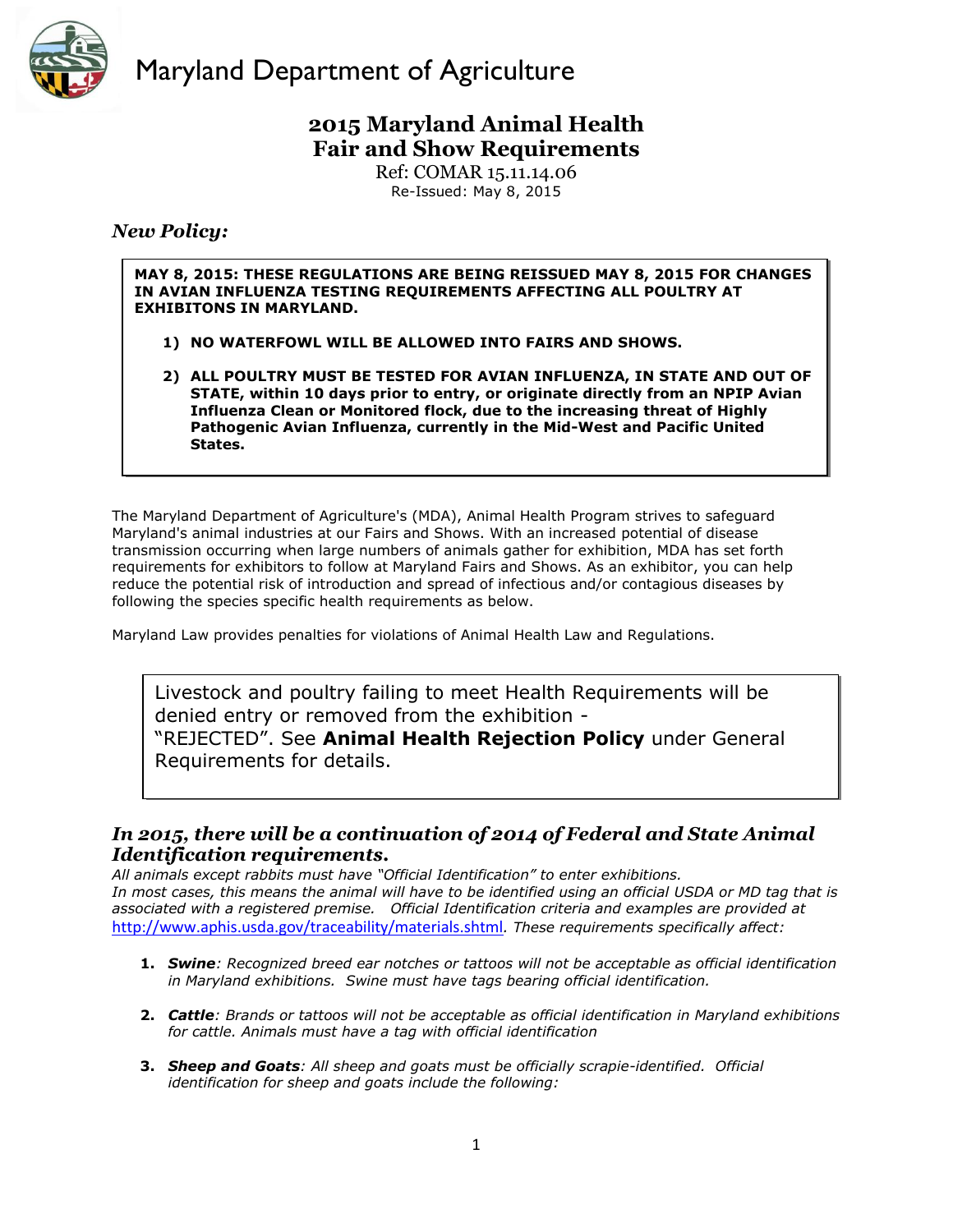# Maryland Department of Agriculture

## 2015 Maryland Animal Health Fair and Show Requirements

Ref: COMAR 15.11.14.06

Re-Issued: May 8, 2015

### *New Policy:*

**MAY 8, 2015: THESE REGULATIONS ARE BEING REISSUED MAY 8, 2015 FOR CHANGES IN AVIAN INFLUENZA TESTING REQUIREMENTS AFFECTING ALL POULTRY AT EXHIBITONS IN MARYLAND.**

1) **NO WATERFOWL WILL BE ALLOWED INTO FAIRS AND SHOWS.**

2) **ALL POULTRY MUST BE TESTED FOR AVIAN INFLUENZA, IN STATE AND OUT OF STATE, within 10 days prior to entry, or originate directly from an NPIP Avian Influenza Clean or Monitored flock, due to the increasing threat of Highly Pathogenic Avian Influenza, currently in the Mid-West and Pacific United States.**

The Maryland Department of Agriculture's (MDA), Animal Health Program strives to safeguard Maryland's animal industries at our Fairs and Shows. With an increased potential of disease transmission occurring when large numbers of animals gather for exhibition, MDA has set forth requirements for exhibitors to follow at Maryland Fairs and Shows. As an exhibitor, you can help reduce the potential risk of introduction and spread of infectious and/or contagious diseases by following the species specific health requirements as below.

Maryland Law provides penalties for violations of Animal Health Law and Regulations.

Livestock and poultry failing to meet Health Requirements will be denied entry or removed from the exhibition - "REJECTED". See **Animal Health Rejection Policy** under General Requirements for details.

### *In 2015, there will be a continuation of 2014 of Federal and State Animal Identification requirements.*

*All animals except rabbits must have "Official Identification" to enter exhibitions.*
*In most cases, this means the animal will have to be identified using an official USDA or MD tag that is associated with a registered premise. Official Identification criteria and examples are provided at* http://www.aphis.usda.gov/traceability/materials.shtml. *These requirements specifically affect:*

1. ***Swine**: Recognized breed ear notches or tattoos will not be acceptable as official identification in Maryland exhibitions. Swine must have tags bearing official identification.*

2. ***Cattle**: Brands or tattoos will not be acceptable as official identification in Maryland exhibitions for cattle. Animals must have a tag with official identification*

3. ***Sheep and Goats**: All sheep and goats must be officially scrapie-identified. Official identification for sheep and goats include the following:*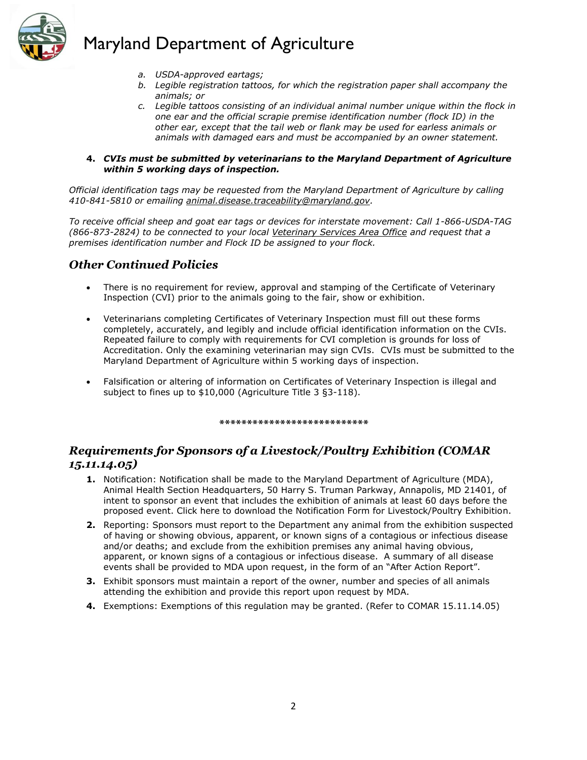*a. USDA-approved eartags;*

*b. Legible registration tattoos, for which the registration paper shall accompany the animals; or*

*c. Legible tattoos consisting of an individual animal number unique within the flock in one ear and the official scrapie premise identification number (flock ID) in the other ear, except that the tail web or flank may be used for earless animals or animals with damaged ears and must be accompanied by an owner statement.*

4. ***CVIs must be submitted by veterinarians to the Maryland Department of Agriculture within 5 working days of inspection.***

*Official identification tags may be requested from the Maryland Department of Agriculture by calling 410-841-5810 or emailing animal.disease.traceability@maryland.gov.*

*To receive official sheep and goat ear tags or devices for interstate movement: Call 1-866-USDA-TAG (866-873-2824) to be connected to your local Veterinary Services Area Office and request that a premises identification number and Flock ID be assigned to your flock.*

## *Other Continued Policies*

- There is no requirement for review, approval and stamping of the Certificate of Veterinary Inspection (CVI) prior to the animals going to the fair, show or exhibition.
- Veterinarians completing Certificates of Veterinary Inspection must fill out these forms completely, accurately, and legibly and include official identification information on the CVIs. Repeated failure to comply with requirements for CVI completion is grounds for loss of Accreditation. Only the examining veterinarian may sign CVIs. CVIs must be submitted to the Maryland Department of Agriculture within 5 working days of inspection.
- Falsification or altering of information on Certificates of Veterinary Inspection is illegal and subject to fines up to $10,000 (Agriculture Title 3 §3-118).

***************************

## *Requirements for Sponsors of a Livestock/Poultry Exhibition (COMAR 15.11.14.05)*

1. Notification: Notification shall be made to the Maryland Department of Agriculture (MDA), Animal Health Section Headquarters, 50 Harry S. Truman Parkway, Annapolis, MD 21401, of intent to sponsor an event that includes the exhibition of animals at least 60 days before the proposed event. Click here to download the Notification Form for Livestock/Poultry Exhibition.
2. Reporting: Sponsors must report to the Department any animal from the exhibition suspected of having or showing obvious, apparent, or known signs of a contagious or infectious disease and/or deaths; and exclude from the exhibition premises any animal having obvious, apparent, or known signs of a contagious or infectious disease. A summary of all disease events shall be provided to MDA upon request, in the form of an "After Action Report".
3. Exhibit sponsors must maintain a report of the owner, number and species of all animals attending the exhibition and provide this report upon request by MDA.
4. Exemptions: Exemptions of this regulation may be granted. (Refer to COMAR 15.11.14.05)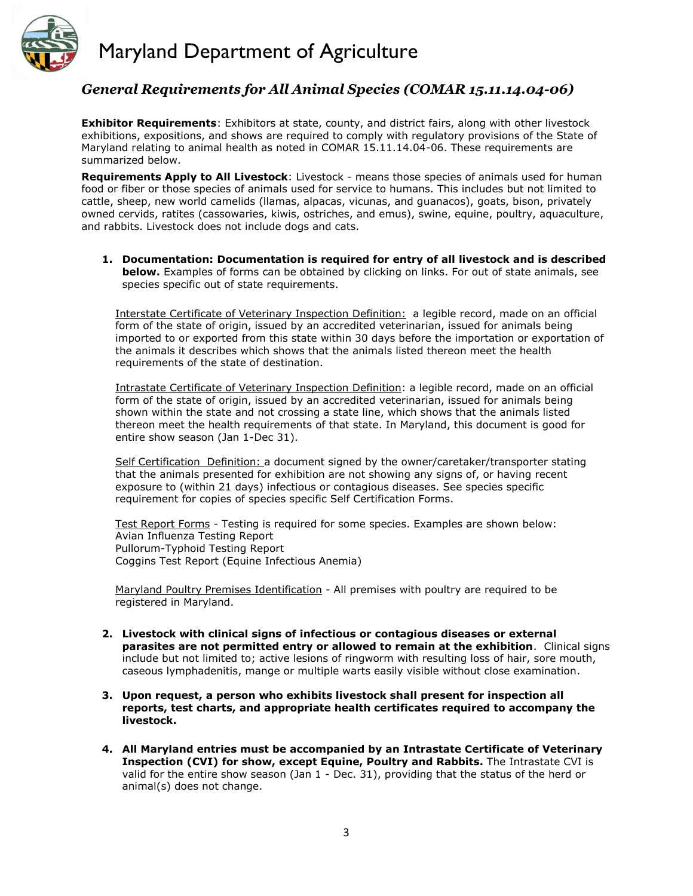# Maryland Department of Agriculture

## *General Requirements for All Animal Species (COMAR 15.11.14.04-06)*

**Exhibitor Requirements**: Exhibitors at state, county, and district fairs, along with other livestock exhibitions, expositions, and shows are required to comply with regulatory provisions of the State of Maryland relating to animal health as noted in COMAR 15.11.14.04-06. These requirements are summarized below.

**Requirements Apply to All Livestock**: Livestock - means those species of animals used for human food or fiber or those species of animals used for service to humans. This includes but not limited to cattle, sheep, new world camelids (llamas, alpacas, vicunas, and guanacos), goats, bison, privately owned cervids, ratites (cassowaries, kiwis, ostriches, and emus), swine, equine, poultry, aquaculture, and rabbits. Livestock does not include dogs and cats.

1. **Documentation: Documentation is required for entry of all livestock and is described below.** Examples of forms can be obtained by clicking on links. For out of state animals, see species specific out of state requirements.

   Interstate Certificate of Veterinary Inspection Definition: a legible record, made on an official form of the state of origin, issued by an accredited veterinarian, issued for animals being imported to or exported from this state within 30 days before the importation or exportation of the animals it describes which shows that the animals listed thereon meet the health requirements of the state of destination.

   Intrastate Certificate of Veterinary Inspection Definition: a legible record, made on an official form of the state of origin, issued by an accredited veterinarian, issued for animals being shown within the state and not crossing a state line, which shows that the animals listed thereon meet the health requirements of that state. In Maryland, this document is good for entire show season (Jan 1-Dec 31).

   Self Certification Definition: a document signed by the owner/caretaker/transporter stating that the animals presented for exhibition are not showing any signs of, or having recent exposure to (within 21 days) infectious or contagious diseases. See species specific requirement for copies of species specific Self Certification Forms.

   Test Report Forms - Testing is required for some species. Examples are shown below:
   Avian Influenza Testing Report
   Pullorum-Typhoid Testing Report
   Coggins Test Report (Equine Infectious Anemia)

   Maryland Poultry Premises Identification - All premises with poultry are required to be registered in Maryland.

2. **Livestock with clinical signs of infectious or contagious diseases or external parasites are not permitted entry or allowed to remain at the exhibition**. Clinical signs include but not limited to; active lesions of ringworm with resulting loss of hair, sore mouth, caseous lymphadenitis, mange or multiple warts easily visible without close examination.

3. **Upon request, a person who exhibits livestock shall present for inspection all reports, test charts, and appropriate health certificates required to accompany the livestock.**

4. **All Maryland entries must be accompanied by an Intrastate Certificate of Veterinary Inspection (CVI) for show, except Equine, Poultry and Rabbits.** The Intrastate CVI is valid for the entire show season (Jan 1 - Dec. 31), providing that the status of the herd or animal(s) does not change.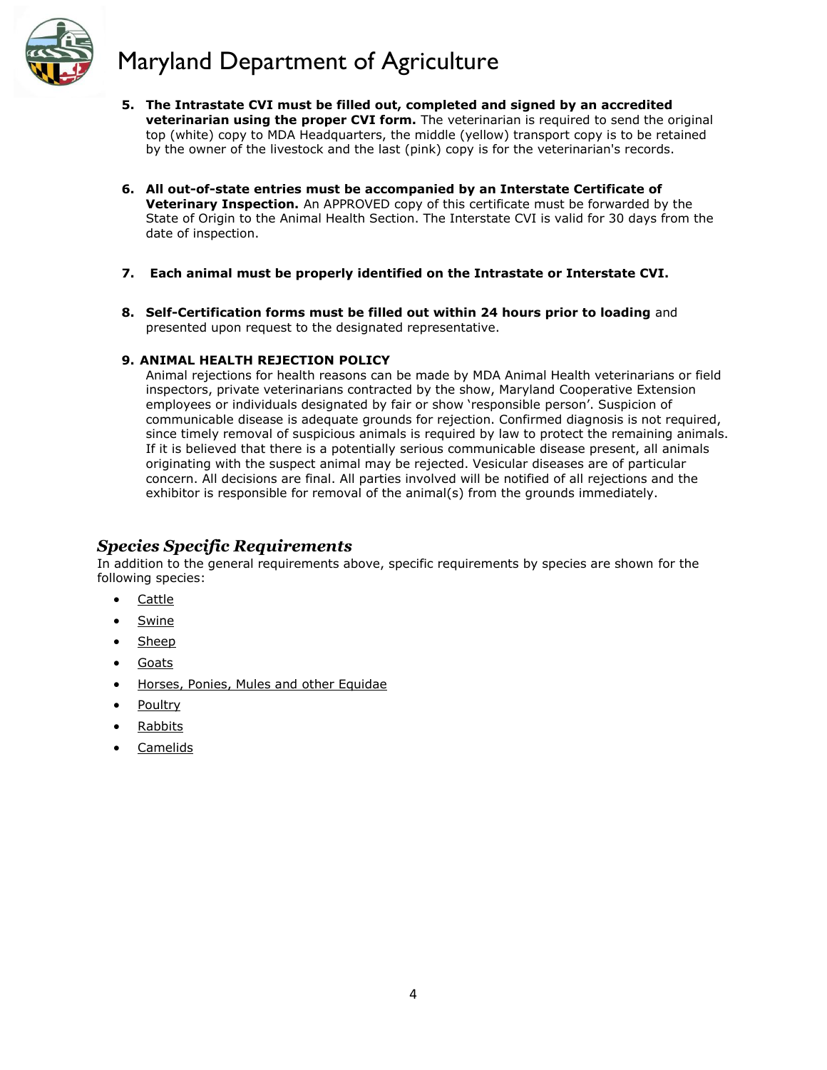5. **The Intrastate CVI must be filled out, completed and signed by an accredited veterinarian using the proper CVI form.** The veterinarian is required to send the original top (white) copy to MDA Headquarters, the middle (yellow) transport copy is to be retained by the owner of the livestock and the last (pink) copy is for the veterinarian's records.

6. **All out-of-state entries must be accompanied by an Interstate Certificate of Veterinary Inspection.** An APPROVED copy of this certificate must be forwarded by the State of Origin to the Animal Health Section. The Interstate CVI is valid for 30 days from the date of inspection.

7. **Each animal must be properly identified on the Intrastate or Interstate CVI.**

8. **Self-Certification forms must be filled out within 24 hours prior to loading** and presented upon request to the designated representative.

9. **ANIMAL HEALTH REJECTION POLICY**
   Animal rejections for health reasons can be made by MDA Animal Health veterinarians or field inspectors, private veterinarians contracted by the show, Maryland Cooperative Extension employees or individuals designated by fair or show 'responsible person'. Suspicion of communicable disease is adequate grounds for rejection. Confirmed diagnosis is not required, since timely removal of suspicious animals is required by law to protect the remaining animals. If it is believed that there is a potentially serious communicable disease present, all animals originating with the suspect animal may be rejected. Vesicular diseases are of particular concern. All decisions are final. All parties involved will be notified of all rejections and the exhibitor is responsible for removal of the animal(s) from the grounds immediately.

## *Species Specific Requirements*

In addition to the general requirements above, specific requirements by species are shown for the following species:

- Cattle
- Swine
- Sheep
- Goats
- Horses, Ponies, Mules and other Equidae
- Poultry
- Rabbits
- Camelids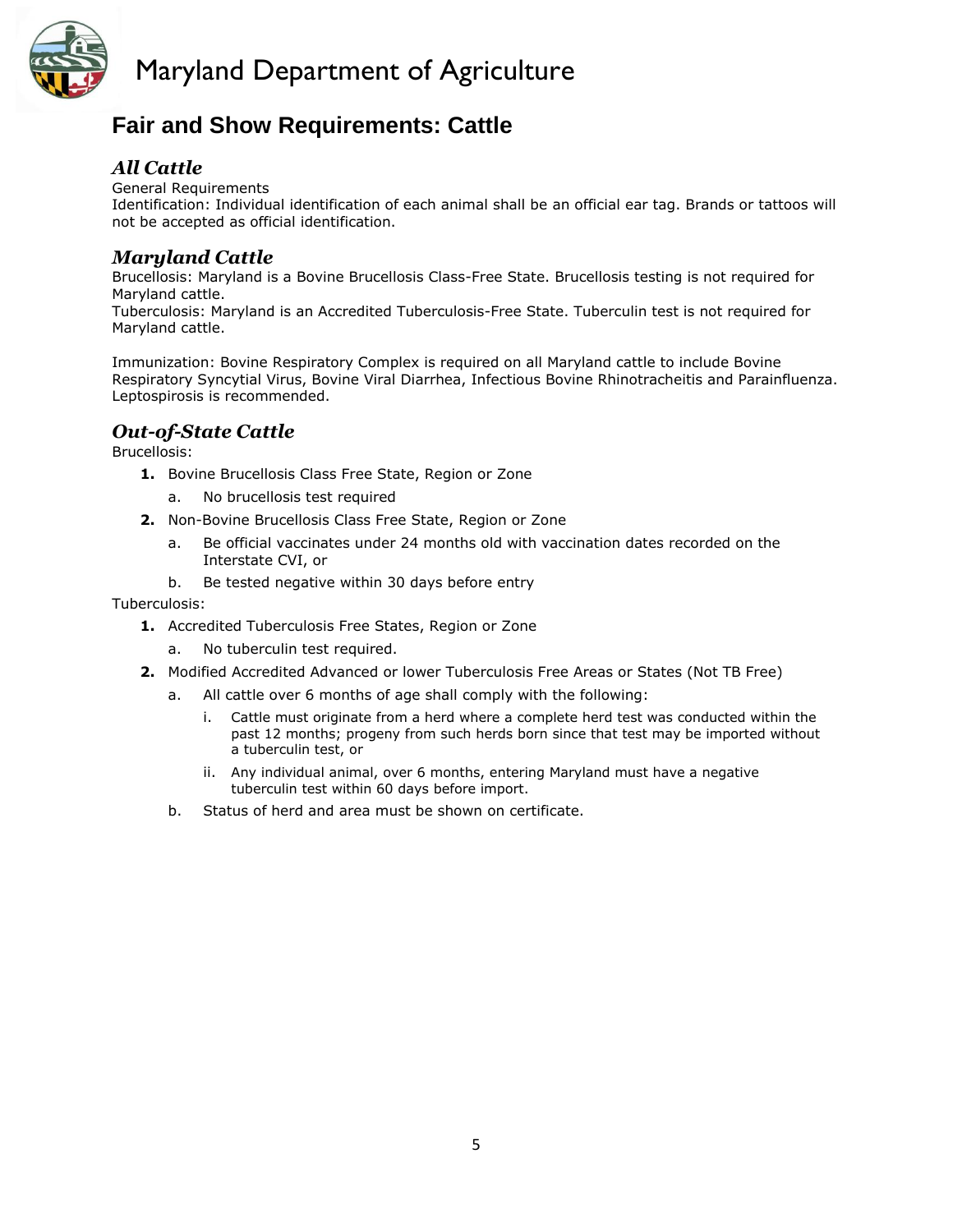Maryland Department of Agriculture

# Fair and Show Requirements: Cattle

## *All Cattle*

General Requirements
Identification: Individual identification of each animal shall be an official ear tag. Brands or tattoos will not be accepted as official identification.

## *Maryland Cattle*

Brucellosis: Maryland is a Bovine Brucellosis Class-Free State. Brucellosis testing is not required for Maryland cattle.
Tuberculosis: Maryland is an Accredited Tuberculosis-Free State. Tuberculin test is not required for Maryland cattle.

Immunization: Bovine Respiratory Complex is required on all Maryland cattle to include Bovine Respiratory Syncytial Virus, Bovine Viral Diarrhea, Infectious Bovine Rhinotracheitis and Parainfluenza. Leptospirosis is recommended.

## *Out-of-State Cattle*

Brucellosis:

1. Bovine Brucellosis Class Free State, Region or Zone
   a. No brucellosis test required
2. Non-Bovine Brucellosis Class Free State, Region or Zone
   a. Be official vaccinates under 24 months old with vaccination dates recorded on the Interstate CVI, or
   b. Be tested negative within 30 days before entry

Tuberculosis:

1. Accredited Tuberculosis Free States, Region or Zone
   a. No tuberculin test required.
2. Modified Accredited Advanced or lower Tuberculosis Free Areas or States (Not TB Free)
   a. All cattle over 6 months of age shall comply with the following:
      i. Cattle must originate from a herd where a complete herd test was conducted within the past 12 months; progeny from such herds born since that test may be imported without a tuberculin test, or
      ii. Any individual animal, over 6 months, entering Maryland must have a negative tuberculin test within 60 days before import.
   b. Status of herd and area must be shown on certificate.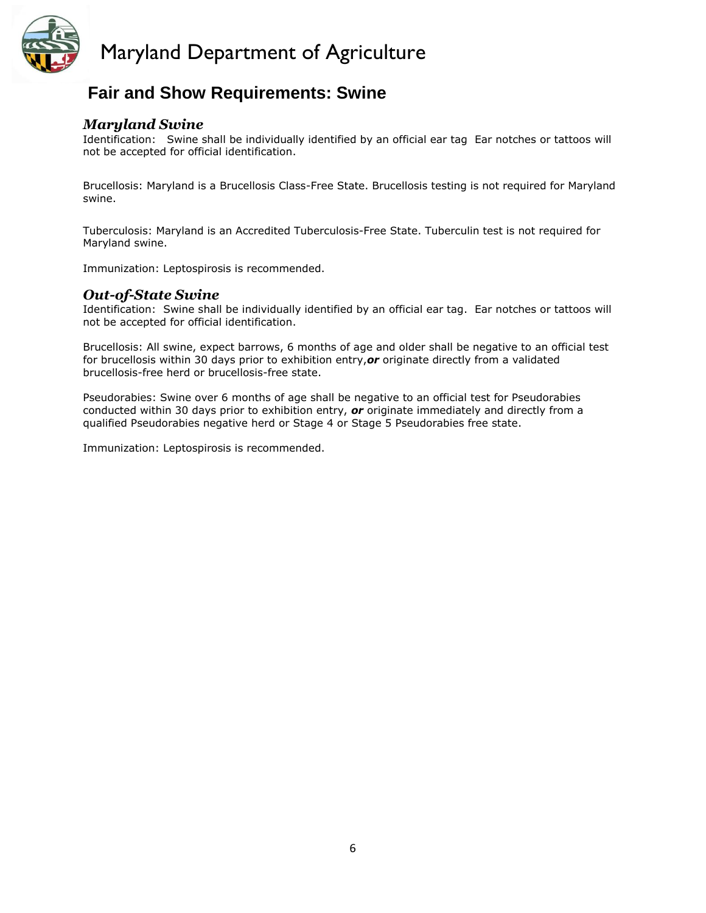# Maryland Department of Agriculture

## Fair and Show Requirements: Swine

### *Maryland Swine*

Identification: Swine shall be individually identified by an official ear tag Ear notches or tattoos will not be accepted for official identification.

Brucellosis: Maryland is a Brucellosis Class-Free State. Brucellosis testing is not required for Maryland swine.

Tuberculosis: Maryland is an Accredited Tuberculosis-Free State. Tuberculin test is not required for Maryland swine.

Immunization: Leptospirosis is recommended.

### *Out-of-State Swine*

Identification: Swine shall be individually identified by an official ear tag. Ear notches or tattoos will not be accepted for official identification.

Brucellosis: All swine, expect barrows, 6 months of age and older shall be negative to an official test for brucellosis within 30 days prior to exhibition entry,***or*** originate directly from a validated brucellosis-free herd or brucellosis-free state.

Pseudorabies: Swine over 6 months of age shall be negative to an official test for Pseudorabies conducted within 30 days prior to exhibition entry, ***or*** originate immediately and directly from a qualified Pseudorabies negative herd or Stage 4 or Stage 5 Pseudorabies free state.

Immunization: Leptospirosis is recommended.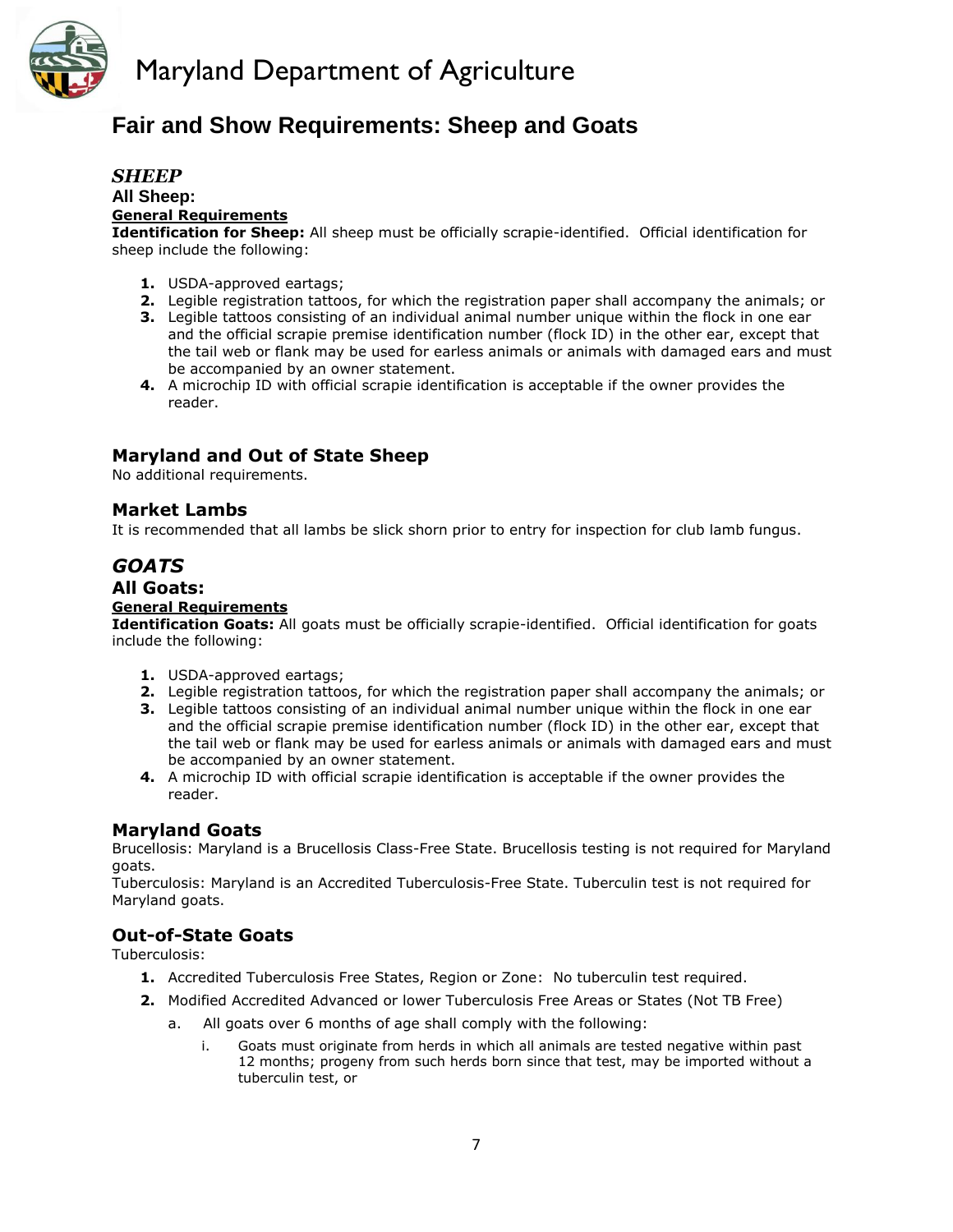Maryland Department of Agriculture

# Fair and Show Requirements: Sheep and Goats

## *SHEEP*

### All Sheep:

**General Requirements**

**Identification for Sheep:** All sheep must be officially scrapie-identified. Official identification for sheep include the following:

1. USDA-approved eartags;
2. Legible registration tattoos, for which the registration paper shall accompany the animals; or
3. Legible tattoos consisting of an individual animal number unique within the flock in one ear and the official scrapie premise identification number (flock ID) in the other ear, except that the tail web or flank may be used for earless animals or animals with damaged ears and must be accompanied by an owner statement.
4. A microchip ID with official scrapie identification is acceptable if the owner provides the reader.

### Maryland and Out of State Sheep

No additional requirements.

### Market Lambs

It is recommended that all lambs be slick shorn prior to entry for inspection for club lamb fungus.

## *GOATS*

### All Goats:

**General Requirements**

**Identification Goats:** All goats must be officially scrapie-identified. Official identification for goats include the following:

1. USDA-approved eartags;
2. Legible registration tattoos, for which the registration paper shall accompany the animals; or
3. Legible tattoos consisting of an individual animal number unique within the flock in one ear and the official scrapie premise identification number (flock ID) in the other ear, except that the tail web or flank may be used for earless animals or animals with damaged ears and must be accompanied by an owner statement.
4. A microchip ID with official scrapie identification is acceptable if the owner provides the reader.

### Maryland Goats

Brucellosis: Maryland is a Brucellosis Class-Free State. Brucellosis testing is not required for Maryland goats.

Tuberculosis: Maryland is an Accredited Tuberculosis-Free State. Tuberculin test is not required for Maryland goats.

### Out-of-State Goats

Tuberculosis:

1. Accredited Tuberculosis Free States, Region or Zone: No tuberculin test required.
2. Modified Accredited Advanced or lower Tuberculosis Free Areas or States (Not TB Free)
   a. All goats over 6 months of age shall comply with the following:
      i. Goats must originate from herds in which all animals are tested negative within past 12 months; progeny from such herds born since that test, may be imported without a tuberculin test, or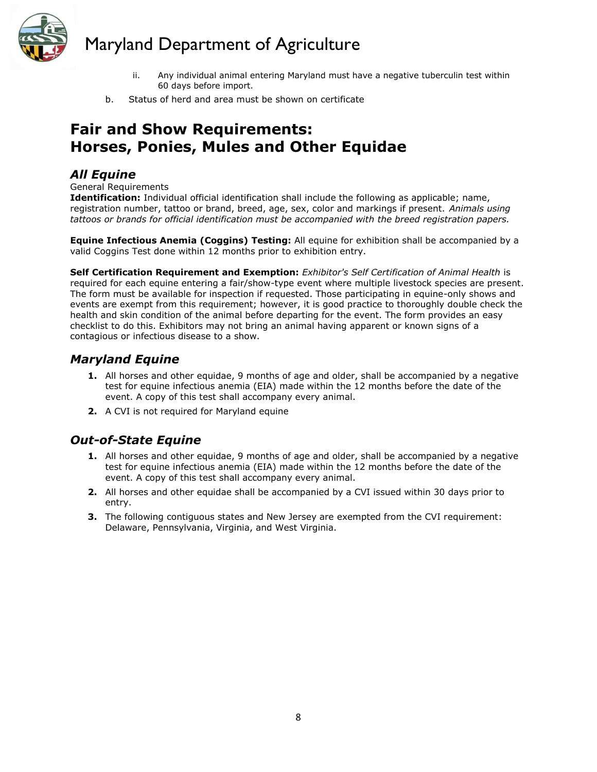ii. Any individual animal entering Maryland must have a negative tuberculin test within 60 days before import.

b. Status of herd and area must be shown on certificate

# Fair and Show Requirements: Horses, Ponies, Mules and Other Equidae

## *All Equine*

General Requirements

**Identification:** Individual official identification shall include the following as applicable; name, registration number, tattoo or brand, breed, age, sex, color and markings if present. *Animals using tattoos or brands for official identification must be accompanied with the breed registration papers.*

**Equine Infectious Anemia (Coggins) Testing:** All equine for exhibition shall be accompanied by a valid Coggins Test done within 12 months prior to exhibition entry.

**Self Certification Requirement and Exemption:** *Exhibitor's Self Certification of Animal Health* is required for each equine entering a fair/show-type event where multiple livestock species are present. The form must be available for inspection if requested. Those participating in equine-only shows and events are exempt from this requirement; however, it is good practice to thoroughly double check the health and skin condition of the animal before departing for the event. The form provides an easy checklist to do this. Exhibitors may not bring an animal having apparent or known signs of a contagious or infectious disease to a show.

## *Maryland Equine*

1. All horses and other equidae, 9 months of age and older, shall be accompanied by a negative test for equine infectious anemia (EIA) made within the 12 months before the date of the event. A copy of this test shall accompany every animal.
2. A CVI is not required for Maryland equine

## *Out-of-State Equine*

1. All horses and other equidae, 9 months of age and older, shall be accompanied by a negative test for equine infectious anemia (EIA) made within the 12 months before the date of the event. A copy of this test shall accompany every animal.
2. All horses and other equidae shall be accompanied by a CVI issued within 30 days prior to entry.
3. The following contiguous states and New Jersey are exempted from the CVI requirement: Delaware, Pennsylvania, Virginia, and West Virginia.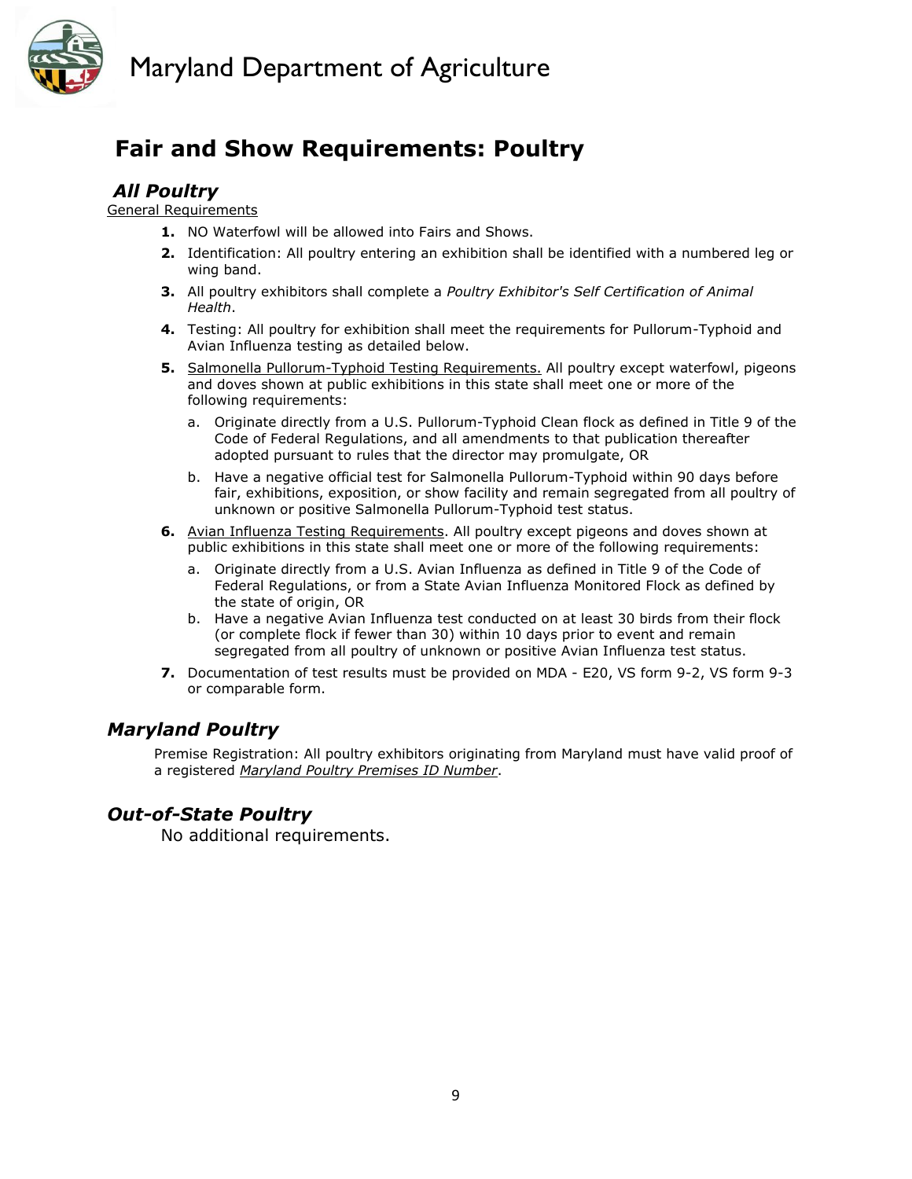Maryland Department of Agriculture

# Fair and Show Requirements: Poultry

## *All Poultry*

General Requirements

1. NO Waterfowl will be allowed into Fairs and Shows.
2. Identification: All poultry entering an exhibition shall be identified with a numbered leg or wing band.
3. All poultry exhibitors shall complete a *Poultry Exhibitor's Self Certification of Animal Health*.
4. Testing: All poultry for exhibition shall meet the requirements for Pullorum-Typhoid and Avian Influenza testing as detailed below.
5. Salmonella Pullorum-Typhoid Testing Requirements. All poultry except waterfowl, pigeons and doves shown at public exhibitions in this state shall meet one or more of the following requirements:
   a. Originate directly from a U.S. Pullorum-Typhoid Clean flock as defined in Title 9 of the Code of Federal Regulations, and all amendments to that publication thereafter adopted pursuant to rules that the director may promulgate, OR
   b. Have a negative official test for Salmonella Pullorum-Typhoid within 90 days before fair, exhibitions, exposition, or show facility and remain segregated from all poultry of unknown or positive Salmonella Pullorum-Typhoid test status.
6. Avian Influenza Testing Requirements. All poultry except pigeons and doves shown at public exhibitions in this state shall meet one or more of the following requirements:
   a. Originate directly from a U.S. Avian Influenza as defined in Title 9 of the Code of Federal Regulations, or from a State Avian Influenza Monitored Flock as defined by the state of origin, OR
   b. Have a negative Avian Influenza test conducted on at least 30 birds from their flock (or complete flock if fewer than 30) within 10 days prior to event and remain segregated from all poultry of unknown or positive Avian Influenza test status.
7. Documentation of test results must be provided on MDA - E20, VS form 9-2, VS form 9-3 or comparable form.

## *Maryland Poultry*

Premise Registration: All poultry exhibitors originating from Maryland must have valid proof of a registered *Maryland Poultry Premises ID Number*.

## *Out-of-State Poultry*

No additional requirements.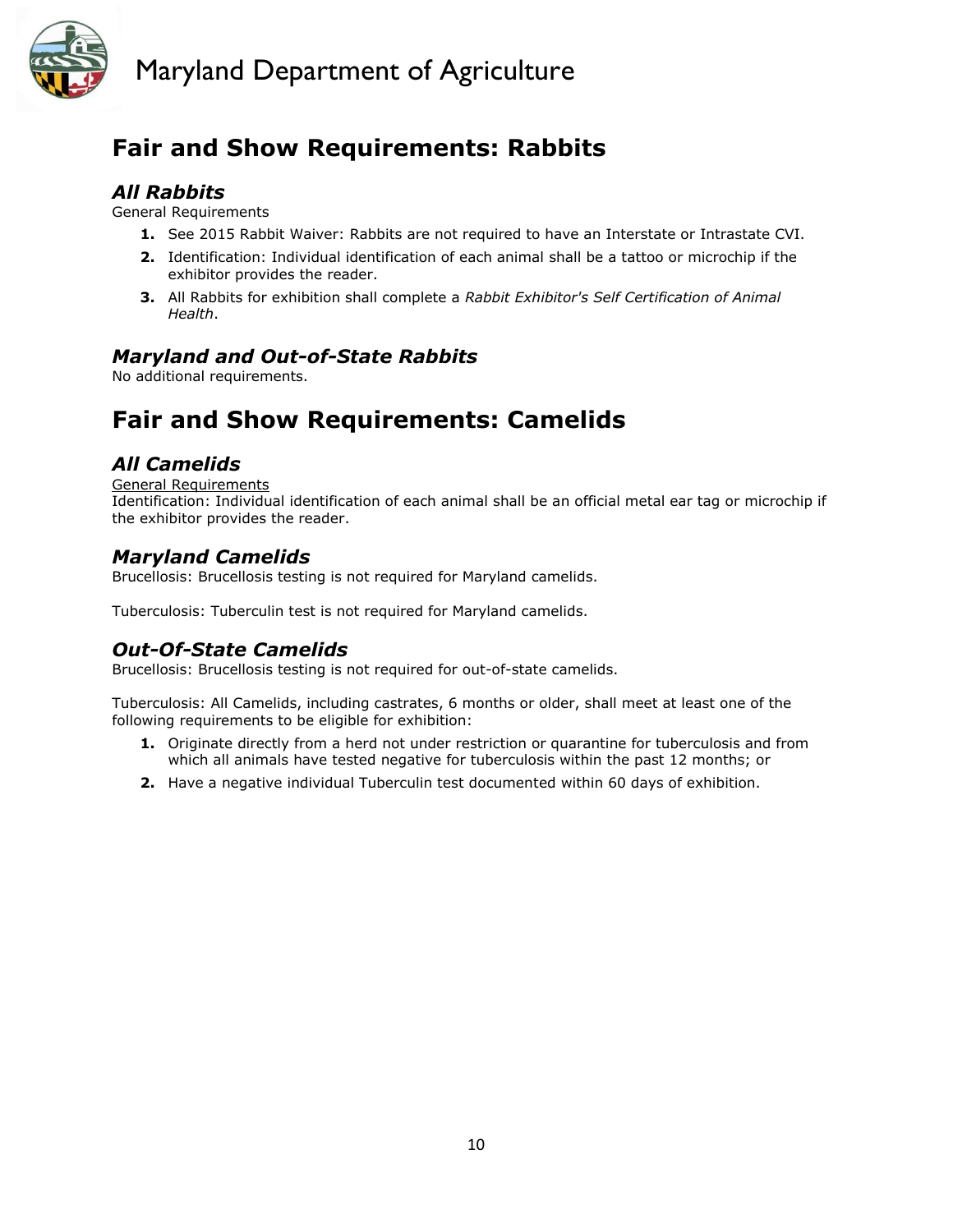# Fair and Show Requirements: Rabbits

## *All Rabbits*

General Requirements

1. See 2015 Rabbit Waiver: Rabbits are not required to have an Interstate or Intrastate CVI.
2. Identification: Individual identification of each animal shall be a tattoo or microchip if the exhibitor provides the reader.
3. All Rabbits for exhibition shall complete a *Rabbit Exhibitor's Self Certification of Animal Health*.

## *Maryland and Out-of-State Rabbits*

No additional requirements.

# Fair and Show Requirements: Camelids

## *All Camelids*

General Requirements

Identification: Individual identification of each animal shall be an official metal ear tag or microchip if the exhibitor provides the reader.

## *Maryland Camelids*

Brucellosis: Brucellosis testing is not required for Maryland camelids.

Tuberculosis: Tuberculin test is not required for Maryland camelids.

## *Out-Of-State Camelids*

Brucellosis: Brucellosis testing is not required for out-of-state camelids.

Tuberculosis: All Camelids, including castrates, 6 months or older, shall meet at least one of the following requirements to be eligible for exhibition:

1. Originate directly from a herd not under restriction or quarantine for tuberculosis and from which all animals have tested negative for tuberculosis within the past 12 months; or
2. Have a negative individual Tuberculin test documented within 60 days of exhibition.